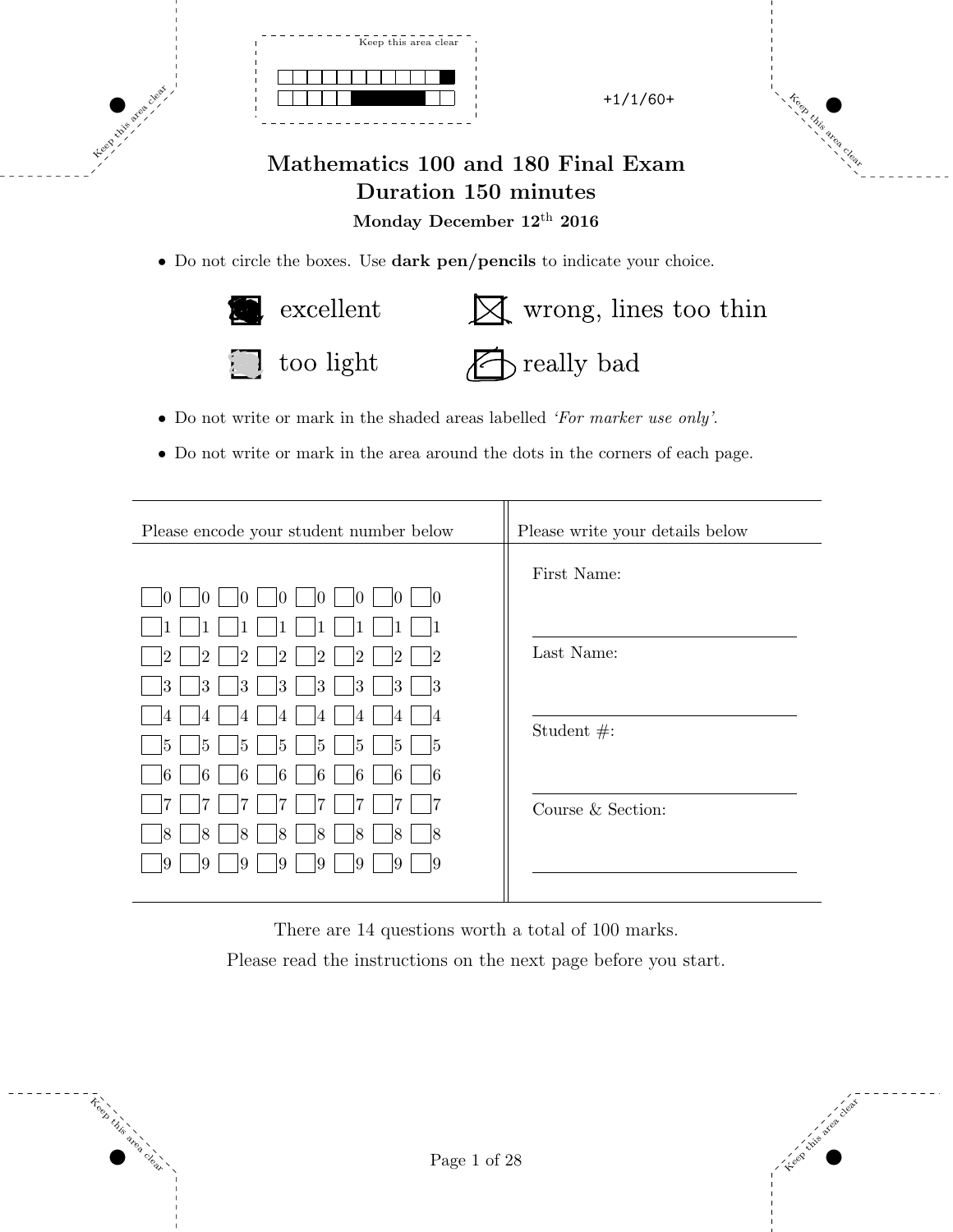Keep this area clear

+1/1/60+

# Mathematics 100 and 180 Final Exam
## Duration 150 minutes
### Monday December 12th 2016

- Do not circle the boxes. Use **dark pen/pencils** to indicate your choice.

| | |
|---|---|
| excellent | wrong, lines too thin |
| too light | really bad |

- Do not write or mark in the shaded areas labelled *'For marker use only'*.
- Do not write or mark in the area around the dots in the corners of each page.

| Please encode your student number below | Please write your details below |
|---|---|
| 0 0 0 0 0 0 0 0 | First Name: |
| 1 1 1 1 1 1 1 1 | |
| 2 2 2 2 2 2 2 2 | Last Name: |
| 3 3 3 3 3 3 3 3 | |
| 4 4 4 4 4 4 4 4 | |
| 5 5 5 5 5 5 5 5 | Student #: |
| 6 6 6 6 6 6 6 6 | |
| 7 7 7 7 7 7 7 7 | Course & Section: |
| 8 8 8 8 8 8 8 8 | |
| 9 9 9 9 9 9 9 9 | |

There are 14 questions worth a total of 100 marks.

Please read the instructions on the next page before you start.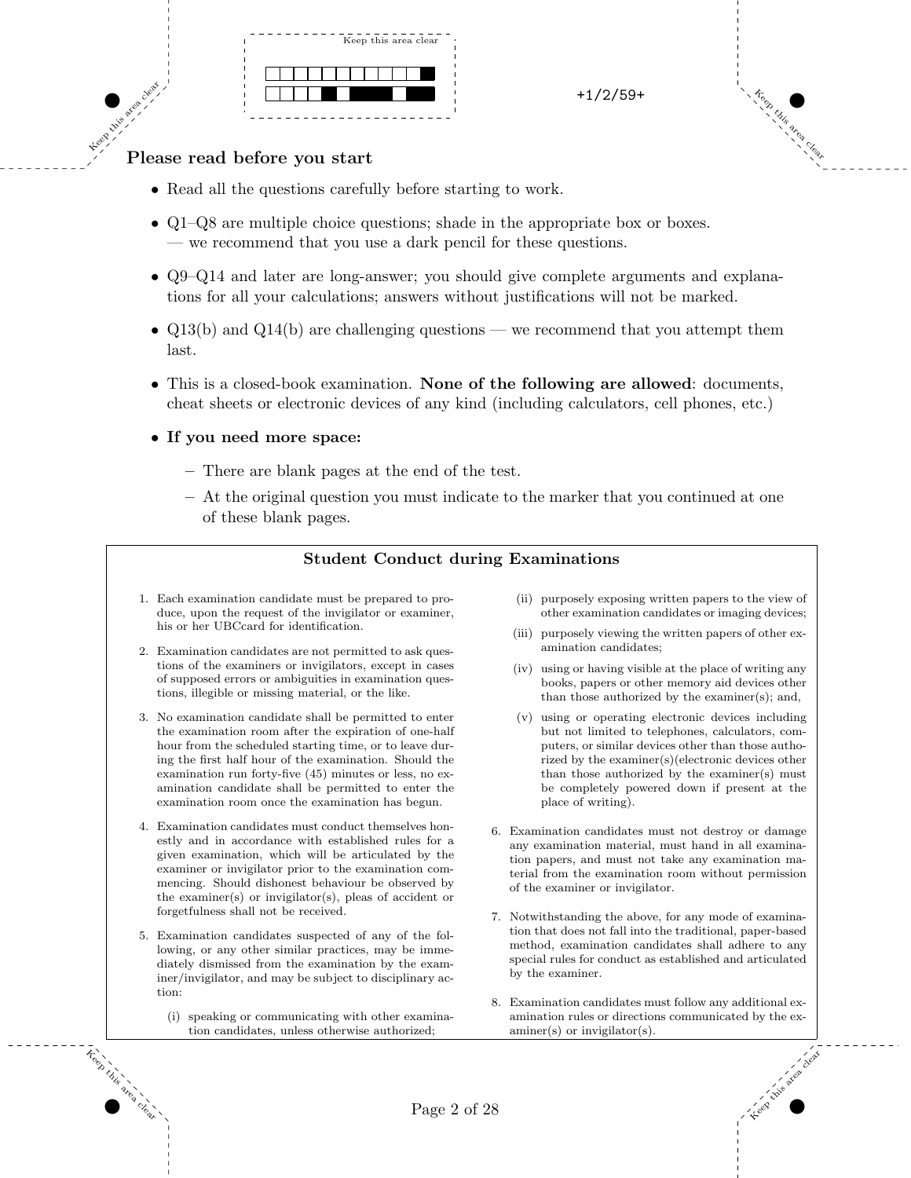## Please read before you start

- Read all the questions carefully before starting to work.
- Q1–Q8 are multiple choice questions; shade in the appropriate box or boxes.
  — we recommend that you use a dark pencil for these questions.
- Q9–Q14 and later are long-answer; you should give complete arguments and explanations for all your calculations; answers without justifications will not be marked.
- Q13(b) and Q14(b) are challenging questions — we recommend that you attempt them last.
- This is a closed-book examination. **None of the following are allowed**: documents, cheat sheets or electronic devices of any kind (including calculators, cell phones, etc.)
- **If you need more space:**
  - There are blank pages at the end of the test.
  - At the original question you must indicate to the marker that you continued at one of these blank pages.

### Student Conduct during Examinations

1. Each examination candidate must be prepared to produce, upon the request of the invigilator or examiner, his or her UBCcard for identification.
2. Examination candidates are not permitted to ask questions of the examiners or invigilators, except in cases of supposed errors or ambiguities in examination questions, illegible or missing material, or the like.
3. No examination candidate shall be permitted to enter the examination room after the expiration of one-half hour from the scheduled starting time, or to leave during the first half hour of the examination. Should the examination run forty-five (45) minutes or less, no examination candidate shall be permitted to enter the examination room once the examination has begun.
4. Examination candidates must conduct themselves honestly and in accordance with established rules for a given examination, which will be articulated by the examiner or invigilator prior to the examination commencing. Should dishonest behaviour be observed by the examiner(s) or invigilator(s), pleas of accident or forgetfulness shall not be received.
5. Examination candidates suspected of any of the following, or any other similar practices, may be immediately dismissed from the examination by the examiner/invigilator, and may be subject to disciplinary action:
   - (i) speaking or communicating with other examination candidates, unless otherwise authorized;
   - (ii) purposely exposing written papers to the view of other examination candidates or imaging devices;
   - (iii) purposely viewing the written papers of other examination candidates;
   - (iv) using or having visible at the place of writing any books, papers or other memory aid devices other than those authorized by the examiner(s); and,
   - (v) using or operating electronic devices including but not limited to telephones, calculators, computers, or similar devices other than those authorized by the examiner(s)(electronic devices other than those authorized by the examiner(s) must be completely powered down if present at the place of writing).
6. Examination candidates must not destroy or damage any examination material, must hand in all examination papers, and must not take any examination material from the examination room without permission of the examiner or invigilator.
7. Notwithstanding the above, for any mode of examination that does not fall into the traditional, paper-based method, examination candidates shall adhere to any special rules for conduct as established and articulated by the examiner.
8. Examination candidates must follow any additional examination rules or directions communicated by the examiner(s) or invigilator(s).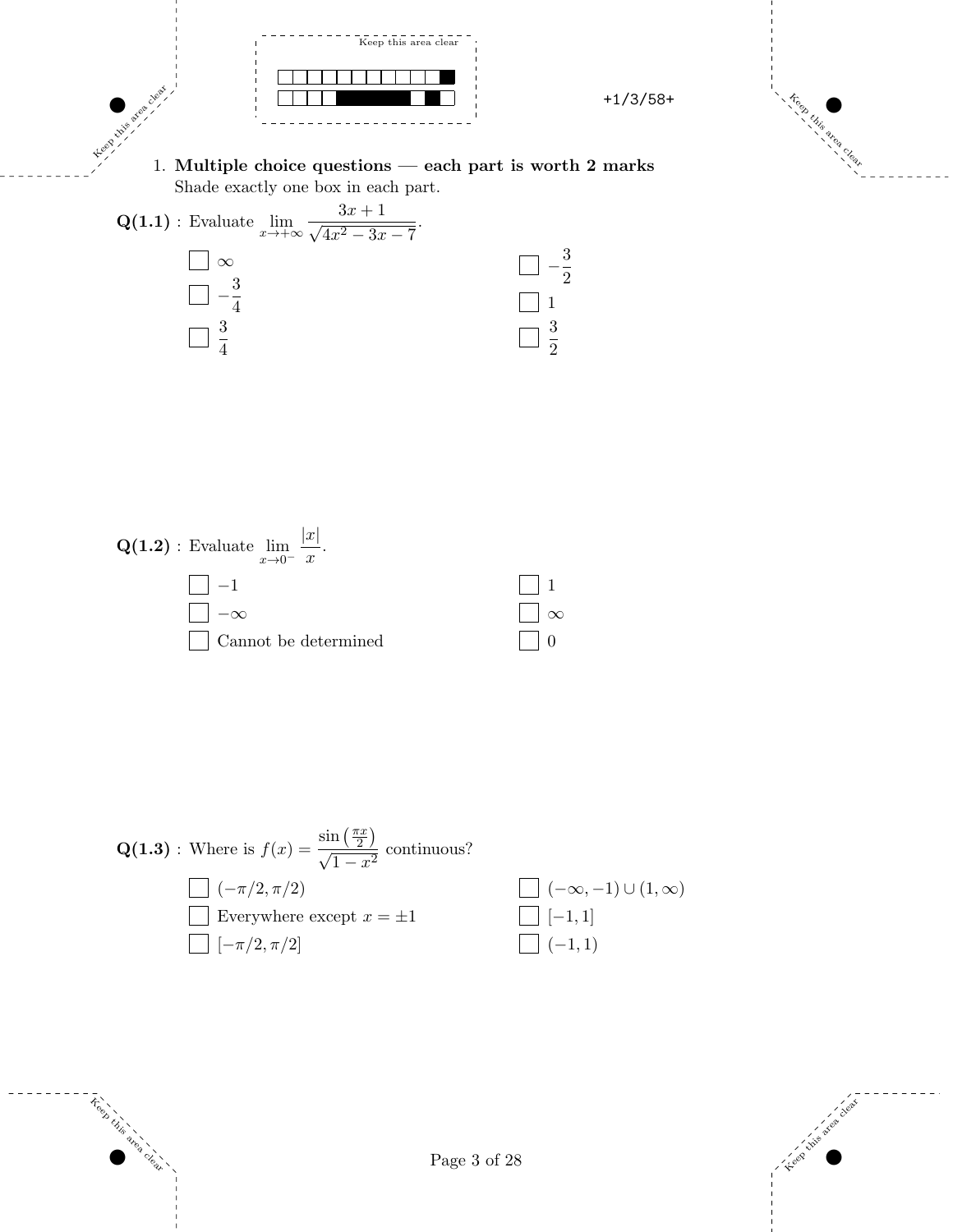1. **Multiple choice questions — each part is worth 2 marks**
   Shade exactly one box in each part.

**Q(1.1)** : Evaluate $\lim_{x\to+\infty} \frac{3x+1}{\sqrt{4x^2-3x-7}}$.

- [ ] $\infty$
- [ ] $-\frac{3}{2}$
- [ ] $-\frac{3}{4}$
- [ ] $1$
- [ ] $\frac{3}{4}$
- [ ] $\frac{3}{2}$

**Q(1.2)** : Evaluate $\lim_{x\to 0^-} \frac{|x|}{x}$.

- [ ] $-1$
- [ ] $1$
- [ ] $-\infty$
- [ ] $\infty$
- [ ] Cannot be determined
- [ ] $0$

**Q(1.3)** : Where is $f(x) = \frac{\sin\left(\frac{\pi x}{2}\right)}{\sqrt{1-x^2}}$ continuous?

- [ ] $(-\pi/2, \pi/2)$
- [ ] $(-\infty, -1) \cup (1, \infty)$
- [ ] Everywhere except $x = \pm 1$
- [ ] $[-1, 1]$
- [ ] $[-\pi/2, \pi/2]$
- [ ] $(-1, 1)$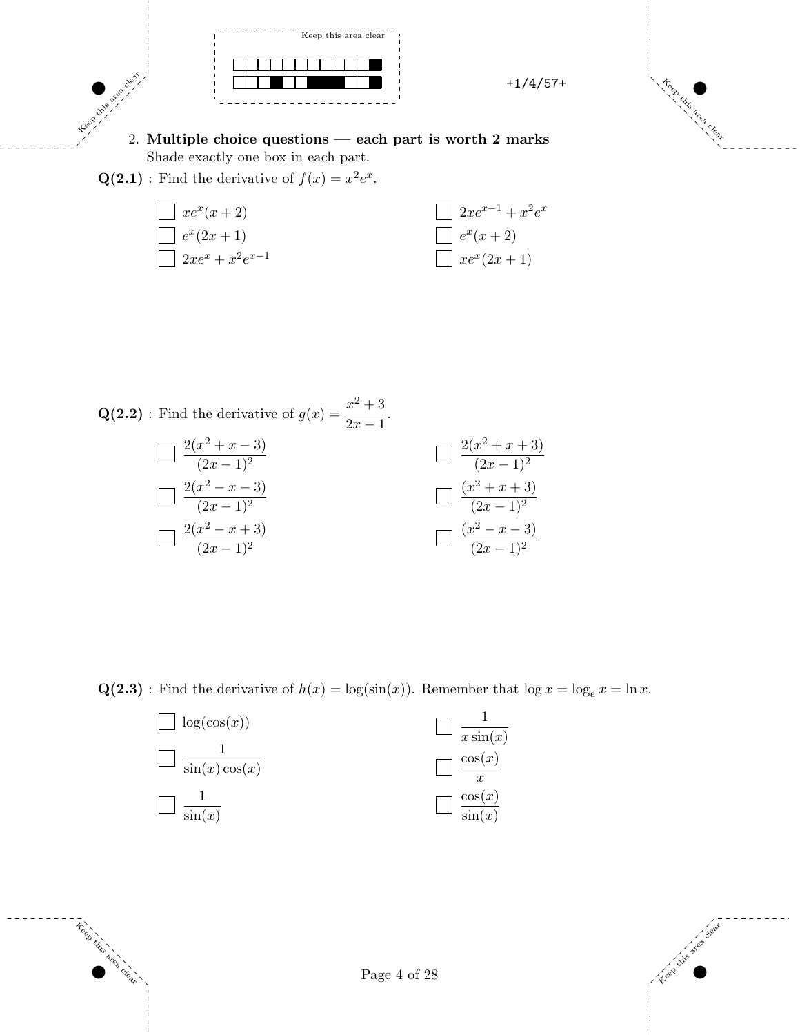2. **Multiple choice questions — each part is worth 2 marks**
   Shade exactly one box in each part.

**Q(2.1)** : Find the derivative of $f(x) = x^2 e^x$.

- [ ] $xe^x(x+2)$
- [ ] $2xe^{x-1} + x^2 e^x$
- [ ] $e^x(2x+1)$
- [ ] $e^x(x+2)$
- [ ] $2xe^x + x^2 e^{x-1}$
- [ ] $xe^x(2x+1)$

**Q(2.2)** : Find the derivative of $g(x) = \dfrac{x^2+3}{2x-1}$.

- [ ] $\dfrac{2(x^2+x-3)}{(2x-1)^2}$
- [ ] $\dfrac{2(x^2+x+3)}{(2x-1)^2}$
- [ ] $\dfrac{2(x^2-x-3)}{(2x-1)^2}$
- [ ] $\dfrac{(x^2+x+3)}{(2x-1)^2}$
- [ ] $\dfrac{2(x^2-x+3)}{(2x-1)^2}$
- [ ] $\dfrac{(x^2-x-3)}{(2x-1)^2}$

**Q(2.3)** : Find the derivative of $h(x) = \log(\sin(x))$. Remember that $\log x = \log_e x = \ln x$.

- [ ] $\log(\cos(x))$
- [ ] $\dfrac{1}{x\sin(x)}$
- [ ] $\dfrac{1}{\sin(x)\cos(x)}$
- [ ] $\dfrac{\cos(x)}{x}$
- [ ] $\dfrac{1}{\sin(x)}$
- [ ] $\dfrac{\cos(x)}{\sin(x)}$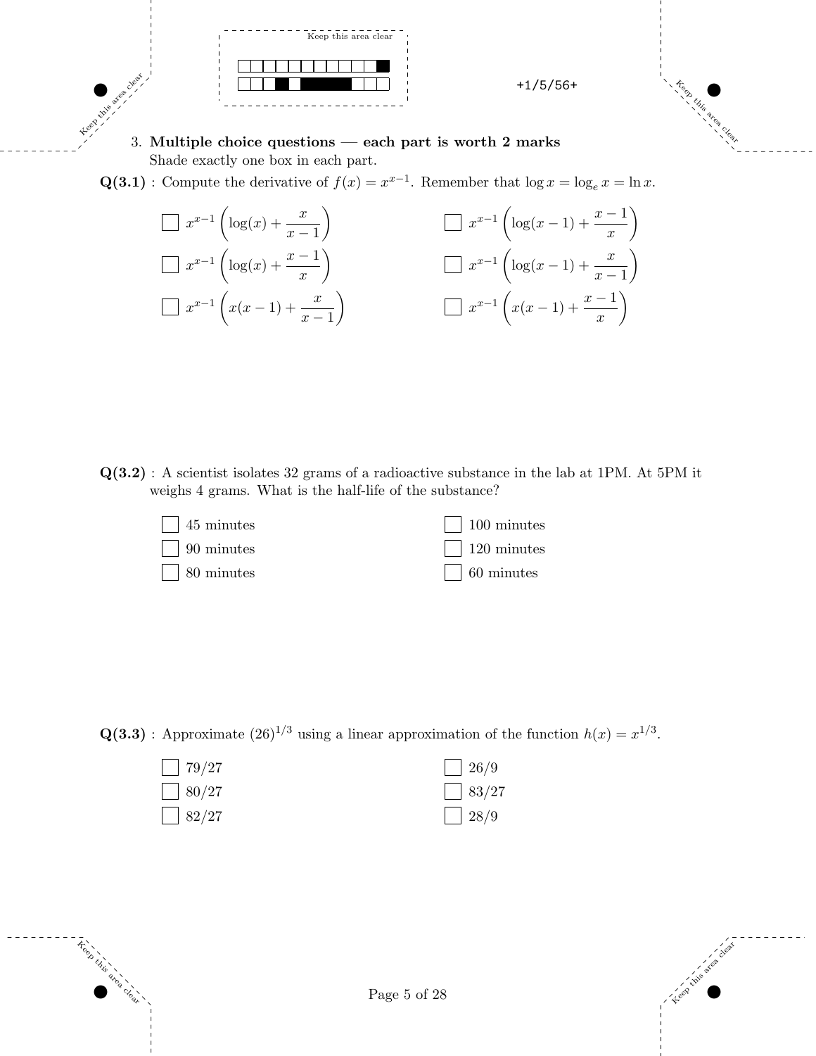3. **Multiple choice questions — each part is worth 2 marks**
   Shade exactly one box in each part.

**Q(3.1)** : Compute the derivative of $f(x) = x^{x-1}$. Remember that $\log x = \log_e x = \ln x$.

- ☐ $x^{x-1}\left(\log(x) + \dfrac{x}{x-1}\right)$
- ☐ $x^{x-1}\left(\log(x-1) + \dfrac{x-1}{x}\right)$
- ☐ $x^{x-1}\left(\log(x) + \dfrac{x-1}{x}\right)$
- ☐ $x^{x-1}\left(\log(x-1) + \dfrac{x}{x-1}\right)$
- ☐ $x^{x-1}\left(x(x-1) + \dfrac{x}{x-1}\right)$
- ☐ $x^{x-1}\left(x(x-1) + \dfrac{x-1}{x}\right)$

**Q(3.2)** : A scientist isolates 32 grams of a radioactive substance in the lab at 1PM. At 5PM it weighs 4 grams. What is the half-life of the substance?

- ☐ 45 minutes
- ☐ 100 minutes
- ☐ 90 minutes
- ☐ 120 minutes
- ☐ 80 minutes
- ☐ 60 minutes

**Q(3.3)** : Approximate $(26)^{1/3}$ using a linear approximation of the function $h(x) = x^{1/3}$.

- ☐ 79/27
- ☐ 26/9
- ☐ 80/27
- ☐ 83/27
- ☐ 82/27
- ☐ 28/9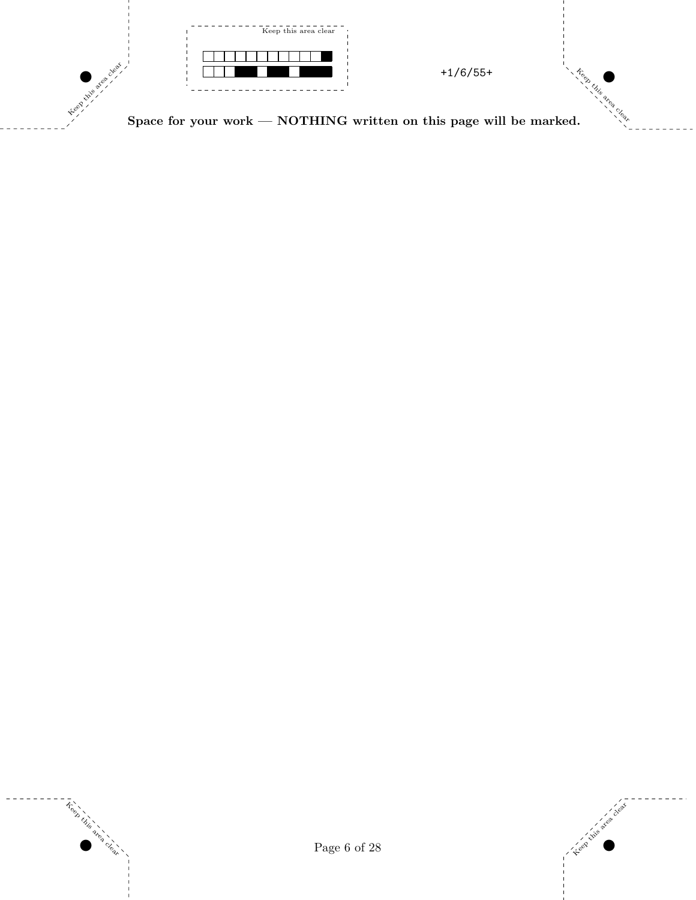**Space for your work — NOTHING written on this page will be marked.**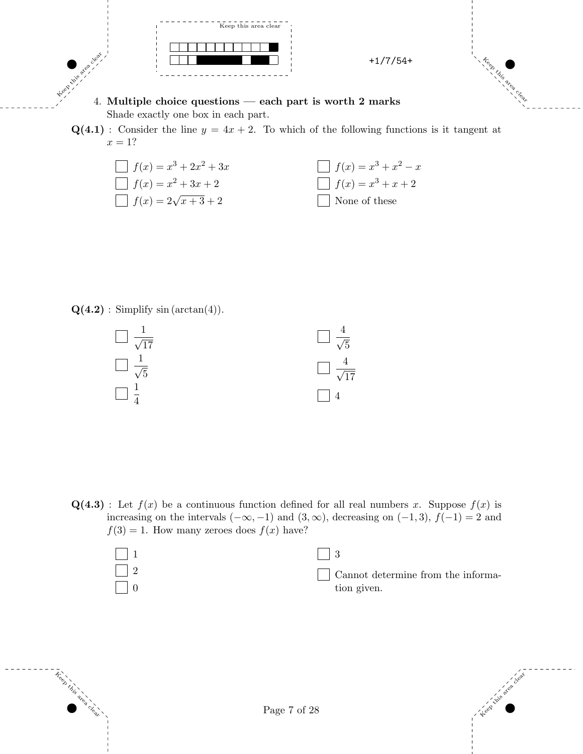4. **Multiple choice questions — each part is worth 2 marks**
   Shade exactly one box in each part.

**Q(4.1)** : Consider the line $y = 4x + 2$. To which of the following functions is it tangent at $x = 1$?

- ☐ $f(x) = x^3 + 2x^2 + 3x$
- ☐ $f(x) = x^3 + x^2 - x$
- ☐ $f(x) = x^2 + 3x + 2$
- ☐ $f(x) = x^3 + x + 2$
- ☐ $f(x) = 2\sqrt{x+3} + 2$
- ☐ None of these

**Q(4.2)** : Simplify $\sin(\arctan(4))$.

- ☐ $\dfrac{1}{\sqrt{17}}$
- ☐ $\dfrac{4}{\sqrt{5}}$
- ☐ $\dfrac{1}{\sqrt{5}}$
- ☐ $\dfrac{4}{\sqrt{17}}$
- ☐ $\dfrac{1}{4}$
- ☐ $4$

**Q(4.3)** : Let $f(x)$ be a continuous function defined for all real numbers $x$. Suppose $f(x)$ is increasing on the intervals $(-\infty, -1)$ and $(3, \infty)$, decreasing on $(-1, 3)$, $f(-1) = 2$ and $f(3) = 1$. How many zeroes does $f(x)$ have?

- ☐ 1
- ☐ 3
- ☐ 2
- ☐ Cannot determine from the information given.
- ☐ 0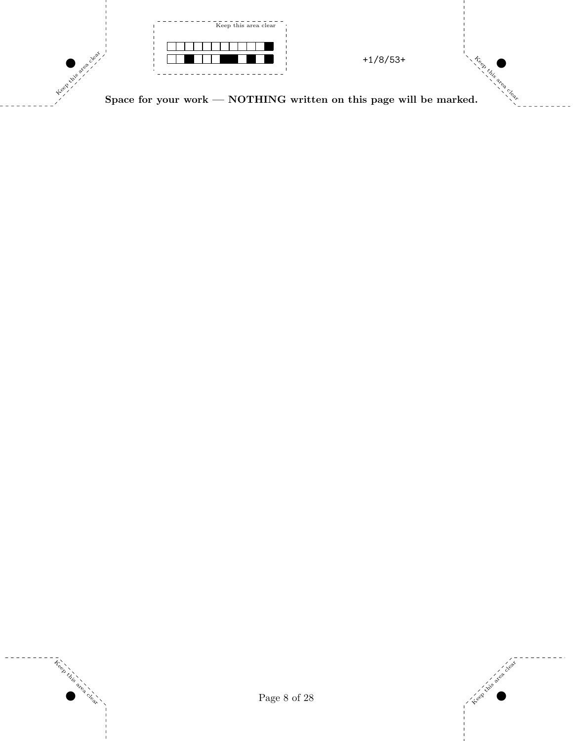**Space for your work — NOTHING written on this page will be marked.**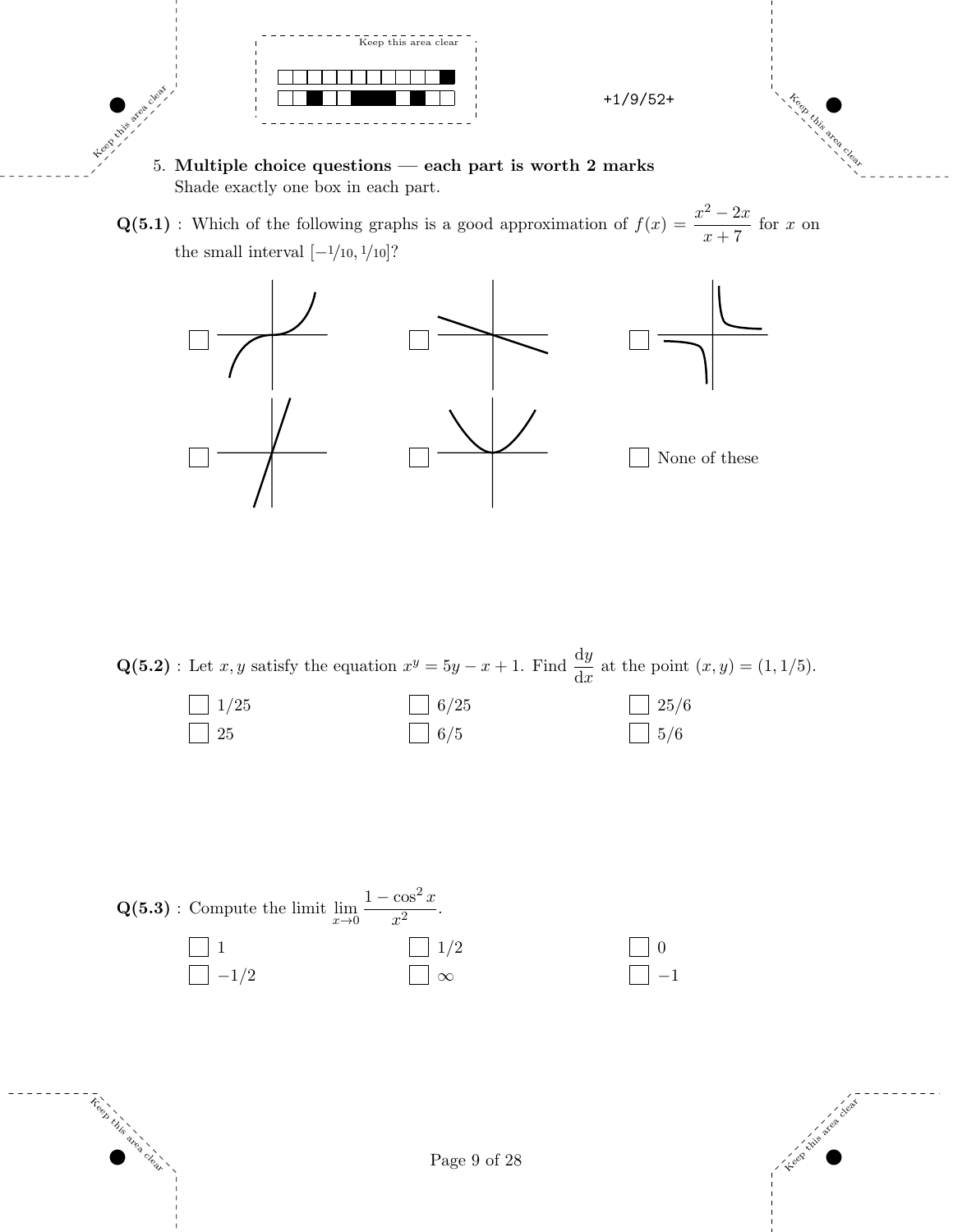5. **Multiple choice questions — each part is worth 2 marks**
   Shade exactly one box in each part.

**Q(5.1)** : Which of the following graphs is a good approximation of $f(x) = \dfrac{x^2 - 2x}{x + 7}$ for $x$ on the small interval $[-1/10, 1/10]$?

- ☐ (graph)
- ☐ (graph)
- ☐ (graph)
- ☐ (graph)
- ☐ (graph)
- ☐ None of these

**Q(5.2)** : Let $x, y$ satisfy the equation $x^y = 5y - x + 1$. Find $\dfrac{\mathrm{d}y}{\mathrm{d}x}$ at the point $(x, y) = (1, 1/5)$.

| | | |
|---|---|---|
| ☐ $1/25$ | ☐ $6/25$ | ☐ $25/6$ |
| ☐ $25$ | ☐ $6/5$ | ☐ $5/6$ |

**Q(5.3)** : Compute the limit $\displaystyle\lim_{x \to 0} \frac{1 - \cos^2 x}{x^2}$.

| | | |
|---|---|---|
| ☐ $1$ | ☐ $1/2$ | ☐ $0$ |
| ☐ $-1/2$ | ☐ $\infty$ | ☐ $-1$ |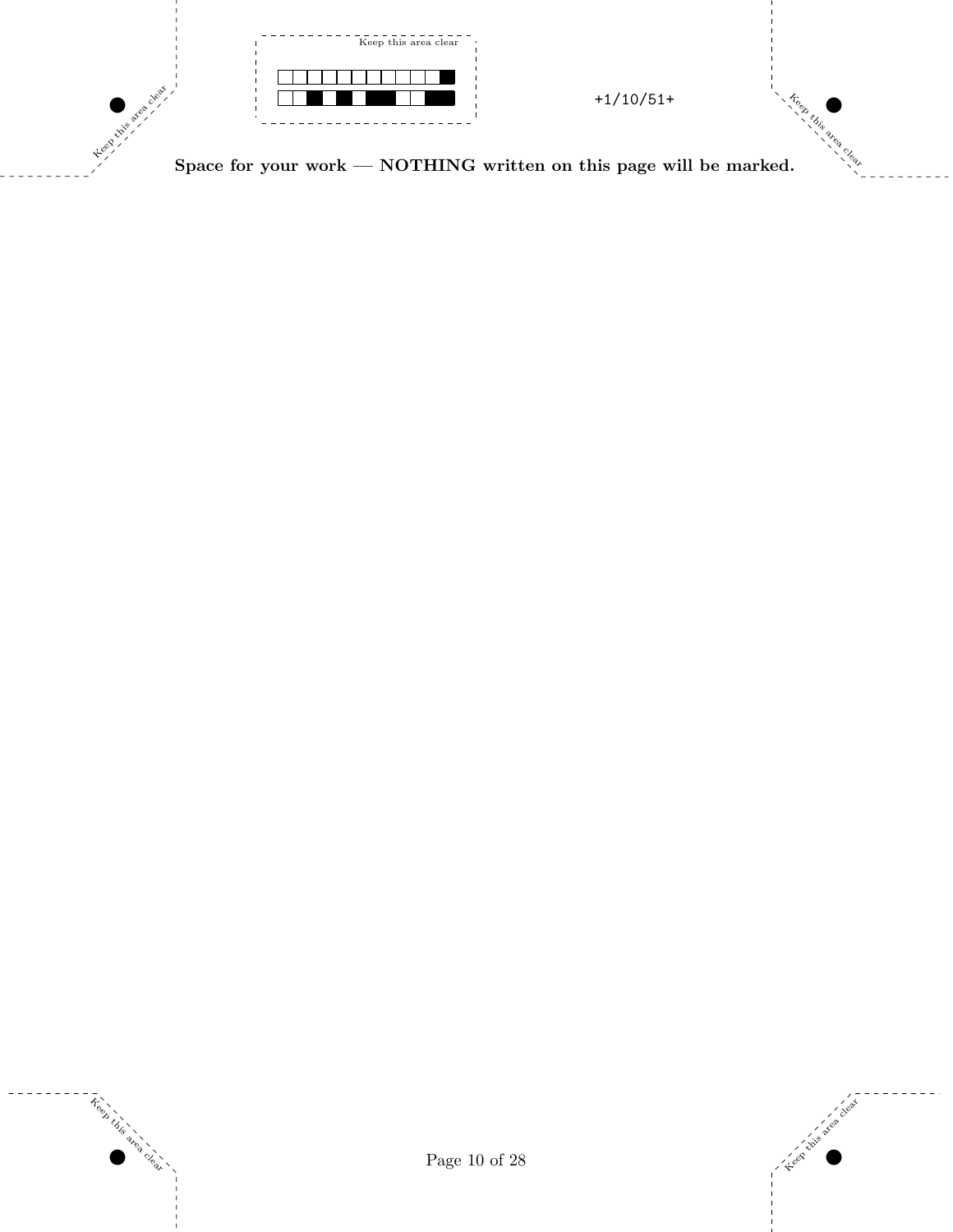**Space for your work — NOTHING written on this page will be marked.**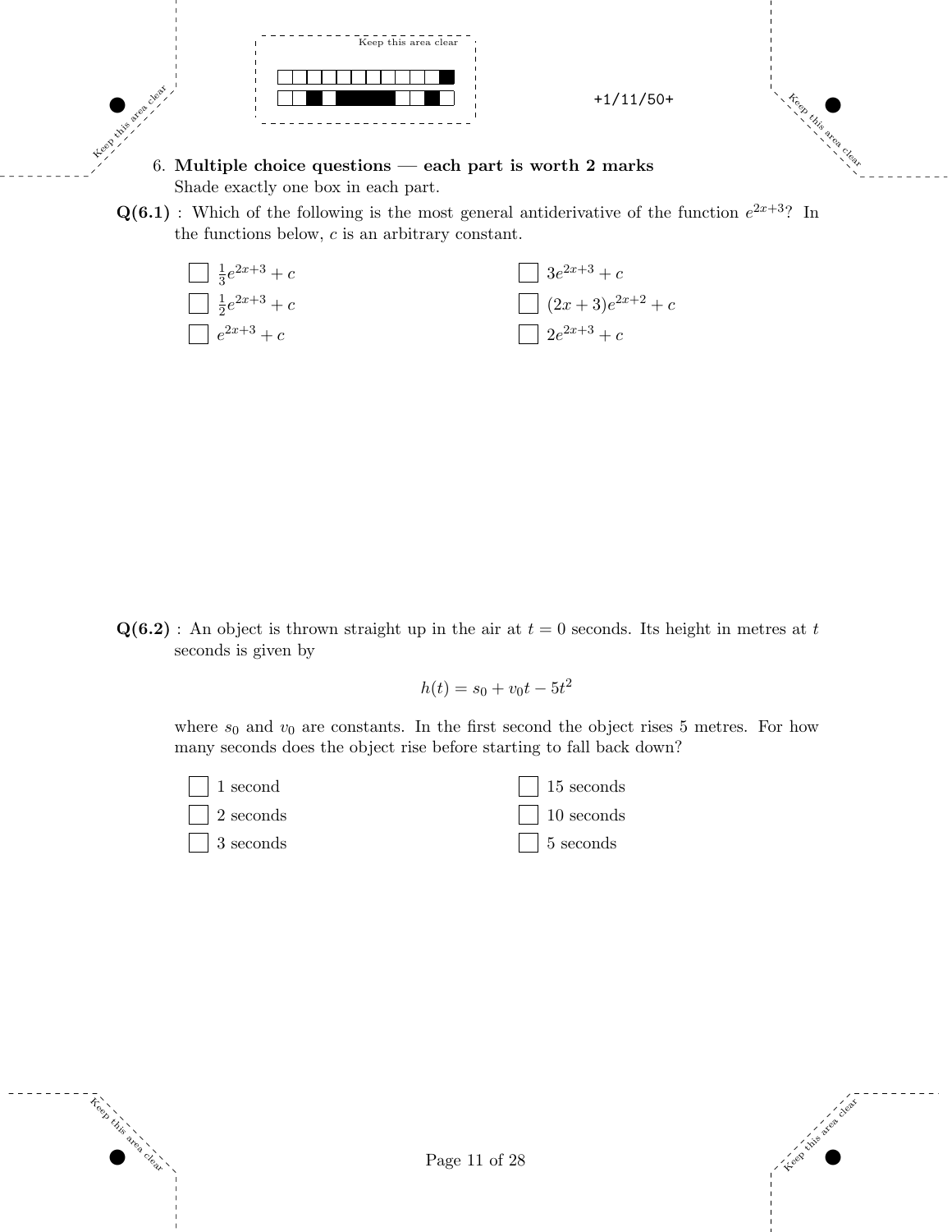6. **Multiple choice questions — each part is worth 2 marks**
   Shade exactly one box in each part.

**Q(6.1)** : Which of the following is the most general antiderivative of the function $e^{2x+3}$? In the functions below, $c$ is an arbitrary constant.

- ☐ $\frac{1}{3}e^{2x+3} + c$
- ☐ $\frac{1}{2}e^{2x+3} + c$
- ☐ $e^{2x+3} + c$
- ☐ $3e^{2x+3} + c$
- ☐ $(2x + 3)e^{2x+2} + c$
- ☐ $2e^{2x+3} + c$

**Q(6.2)** : An object is thrown straight up in the air at $t = 0$ seconds. Its height in metres at $t$ seconds is given by

$$h(t) = s_0 + v_0 t - 5t^2$$

where $s_0$ and $v_0$ are constants. In the first second the object rises 5 metres. For how many seconds does the object rise before starting to fall back down?

- ☐ 1 second
- ☐ 2 seconds
- ☐ 3 seconds
- ☐ 15 seconds
- ☐ 10 seconds
- ☐ 5 seconds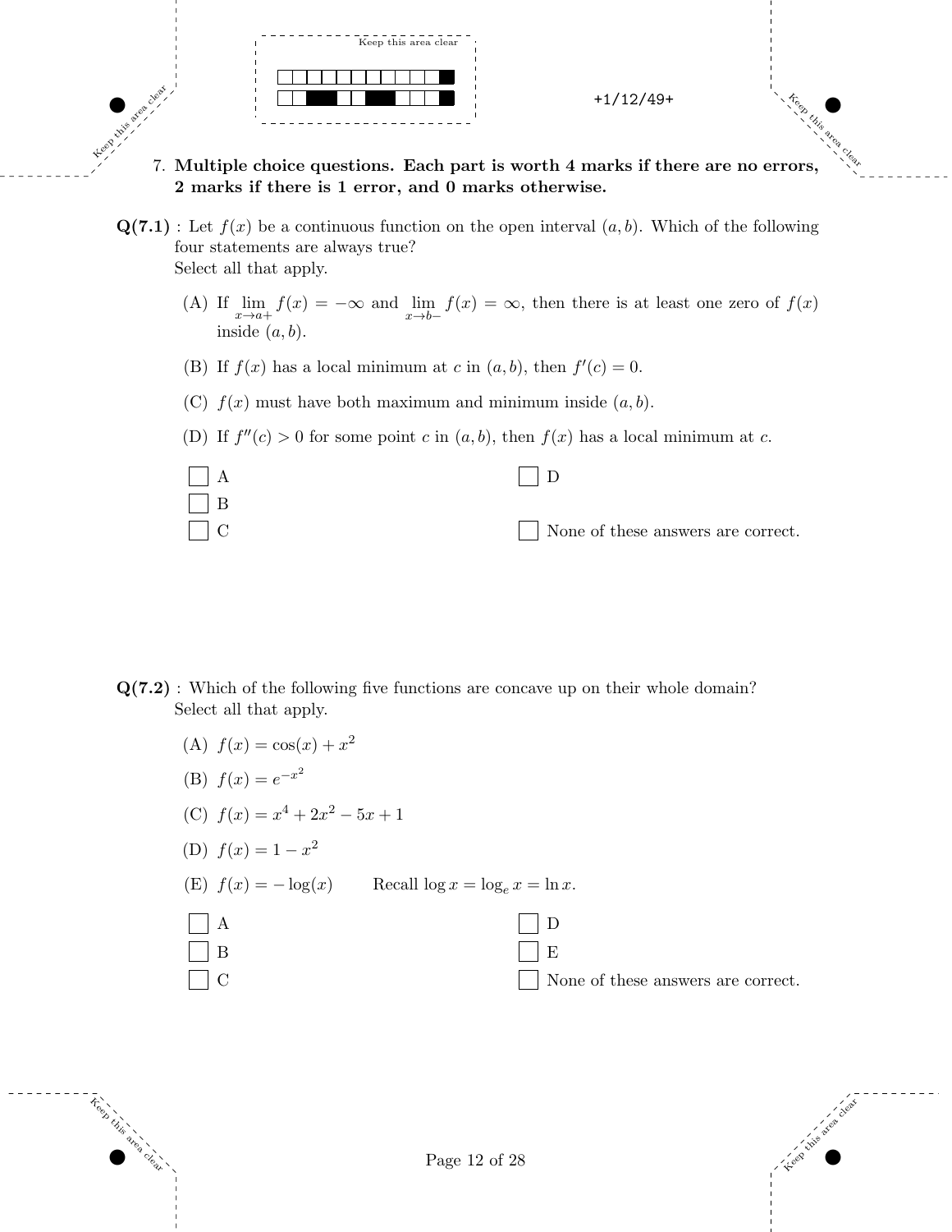7. **Multiple choice questions. Each part is worth 4 marks if there are no errors, 2 marks if there is 1 error, and 0 marks otherwise.**

**Q(7.1)** : Let $f(x)$ be a continuous function on the open interval $(a, b)$. Which of the following four statements are always true?
Select all that apply.

(A) If $\lim_{x\to a+} f(x) = -\infty$ and $\lim_{x\to b-} f(x) = \infty$, then there is at least one zero of $f(x)$ inside $(a, b)$.

(B) If $f(x)$ has a local minimum at $c$ in $(a, b)$, then $f'(c) = 0$.

(C) $f(x)$ must have both maximum and minimum inside $(a, b)$.

(D) If $f''(c) > 0$ for some point $c$ in $(a, b)$, then $f(x)$ has a local minimum at $c$.

- ☐ A
- ☐ B
- ☐ C
- ☐ D
- ☐ None of these answers are correct.

**Q(7.2)** : Which of the following five functions are concave up on their whole domain?
Select all that apply.

(A) $f(x) = \cos(x) + x^2$

(B) $f(x) = e^{-x^2}$

(C) $f(x) = x^4 + 2x^2 - 5x + 1$

(D) $f(x) = 1 - x^2$

(E) $f(x) = -\log(x)$ Recall $\log x = \log_e x = \ln x$.

- ☐ A
- ☐ B
- ☐ C
- ☐ D
- ☐ E
- ☐ None of these answers are correct.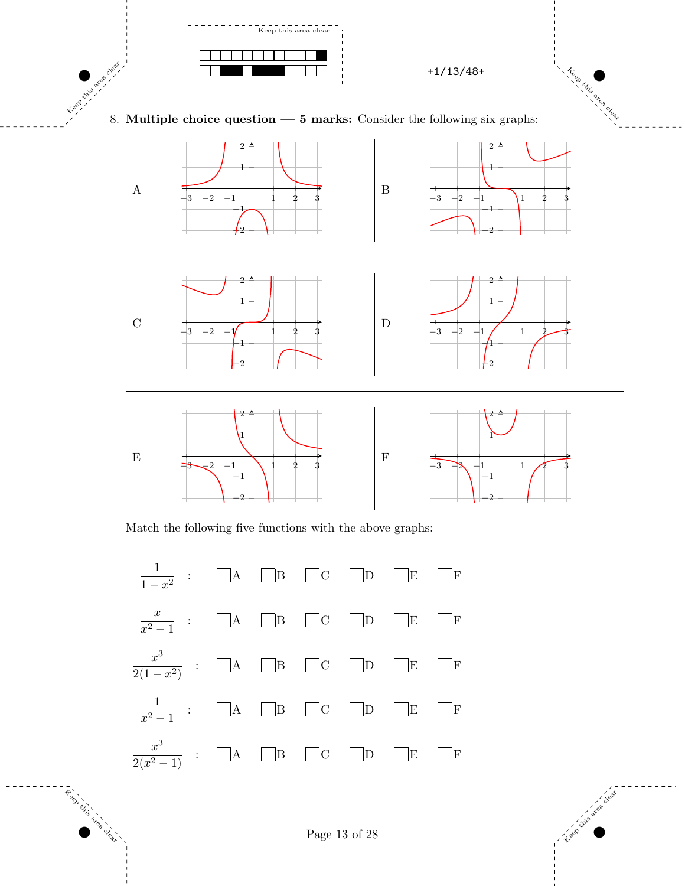8. **Multiple choice question — 5 marks:** Consider the following six graphs:

A

B

C

D

E

F

Match the following five functions with the above graphs:

$\dfrac{1}{1-x^2}$ : ☐A ☐B ☐C ☐D ☐E ☐F

$\dfrac{x}{x^2-1}$ : ☐A ☐B ☐C ☐D ☐E ☐F

$\dfrac{x^3}{2(1-x^2)}$ : ☐A ☐B ☐C ☐D ☐E ☐F

$\dfrac{1}{x^2-1}$ : ☐A ☐B ☐C ☐D ☐E ☐F

$\dfrac{x^3}{2(x^2-1)}$ : ☐A ☐B ☐C ☐D ☐E ☐F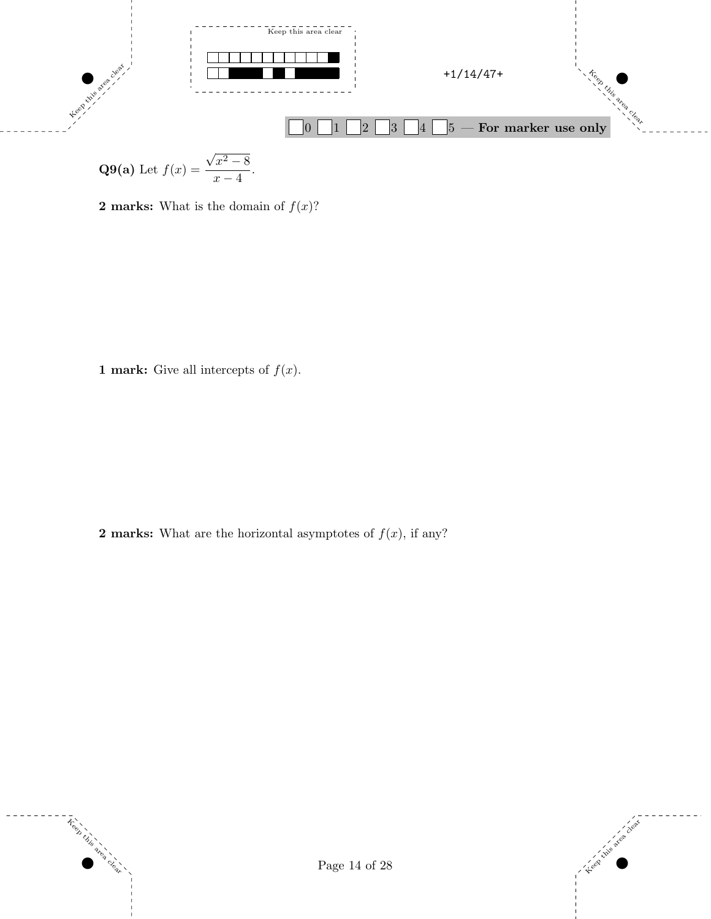**Q9(a)** Let $f(x) = \dfrac{\sqrt{x^2 - 8}}{x - 4}$.

**2 marks:** What is the domain of $f(x)$?

**1 mark:** Give all intercepts of $f(x)$.

**2 marks:** What are the horizontal asymptotes of $f(x)$, if any?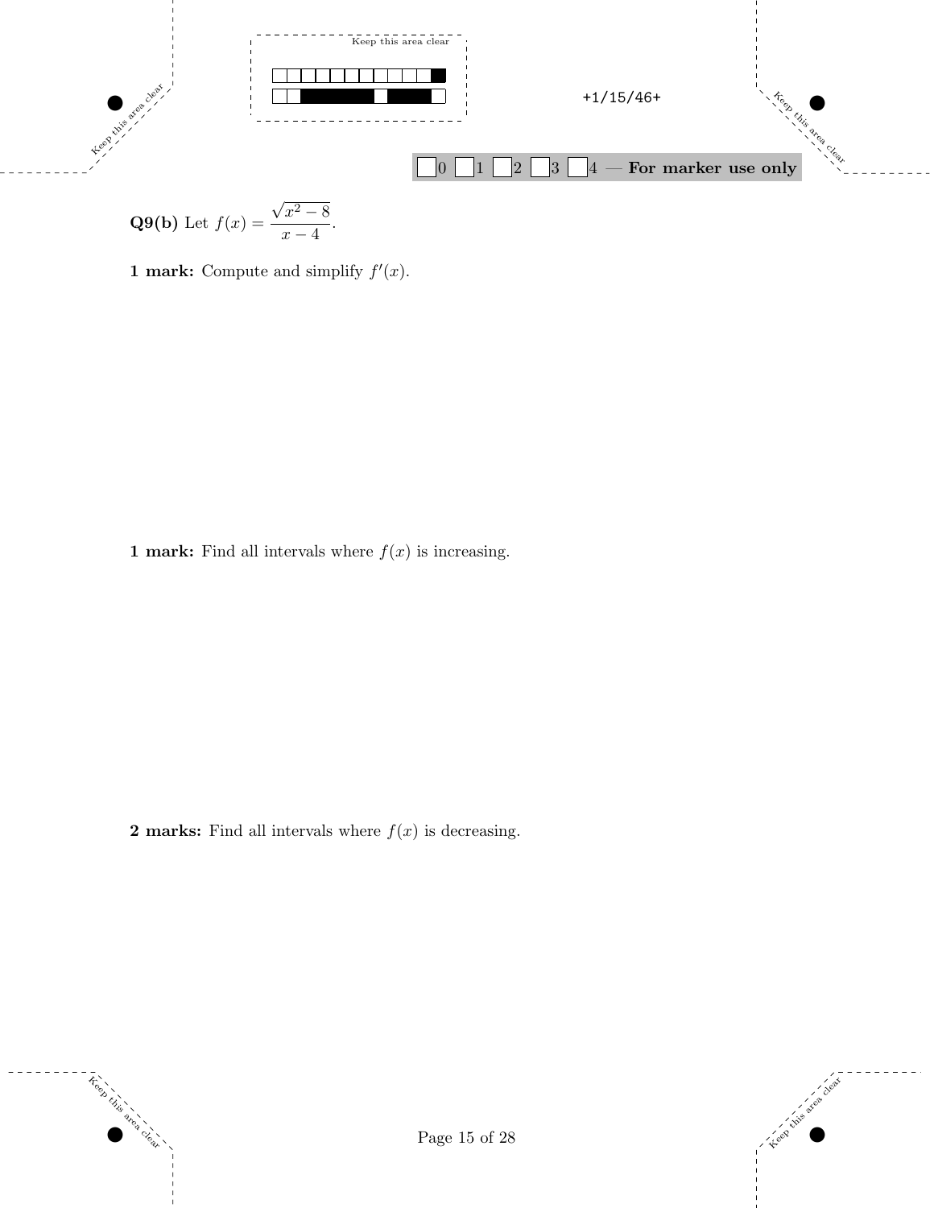**Q9(b)** Let $f(x) = \dfrac{\sqrt{x^2 - 8}}{x - 4}$.

**1 mark:** Compute and simplify $f'(x)$.

**1 mark:** Find all intervals where $f(x)$ is increasing.

**2 marks:** Find all intervals where $f(x)$ is decreasing.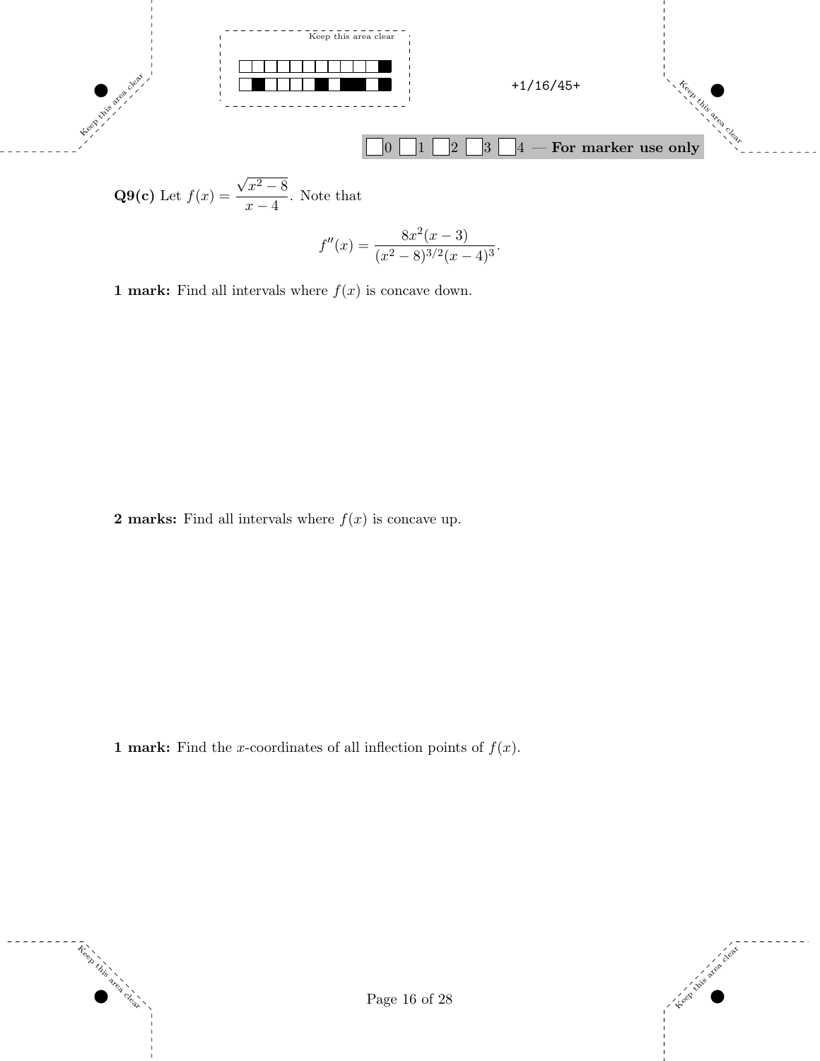**Q9(c)** Let $f(x) = \dfrac{\sqrt{x^2 - 8}}{x - 4}$. Note that

$$f''(x) = \frac{8x^2(x-3)}{(x^2-8)^{3/2}(x-4)^3}.$$

**1 mark:** Find all intervals where $f(x)$ is concave down.

**2 marks:** Find all intervals where $f(x)$ is concave up.

**1 mark:** Find the $x$-coordinates of all inflection points of $f(x)$.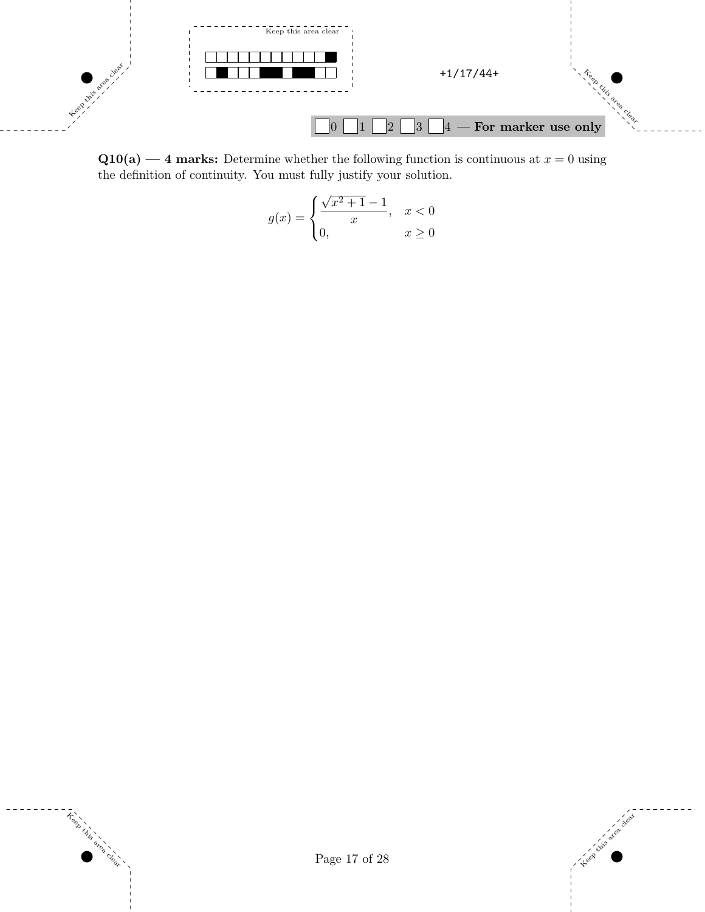**Q10(a) — 4 marks:** Determine whether the following function is continuous at $x = 0$ using the definition of continuity. You must fully justify your solution.

$$g(x) = \begin{cases} \dfrac{\sqrt{x^2+1}-1}{x}, & x < 0 \\ 0, & x \geq 0 \end{cases}$$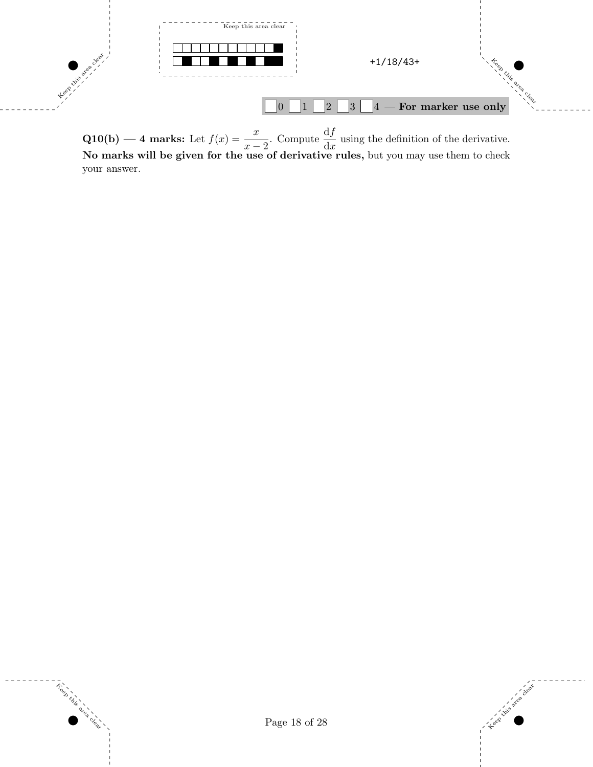**Q10(b) — 4 marks:** Let $f(x) = \dfrac{x}{x-2}$. Compute $\dfrac{\mathrm{d}f}{\mathrm{d}x}$ using the definition of the derivative. **No marks will be given for the use of derivative rules,** but you may use them to check your answer.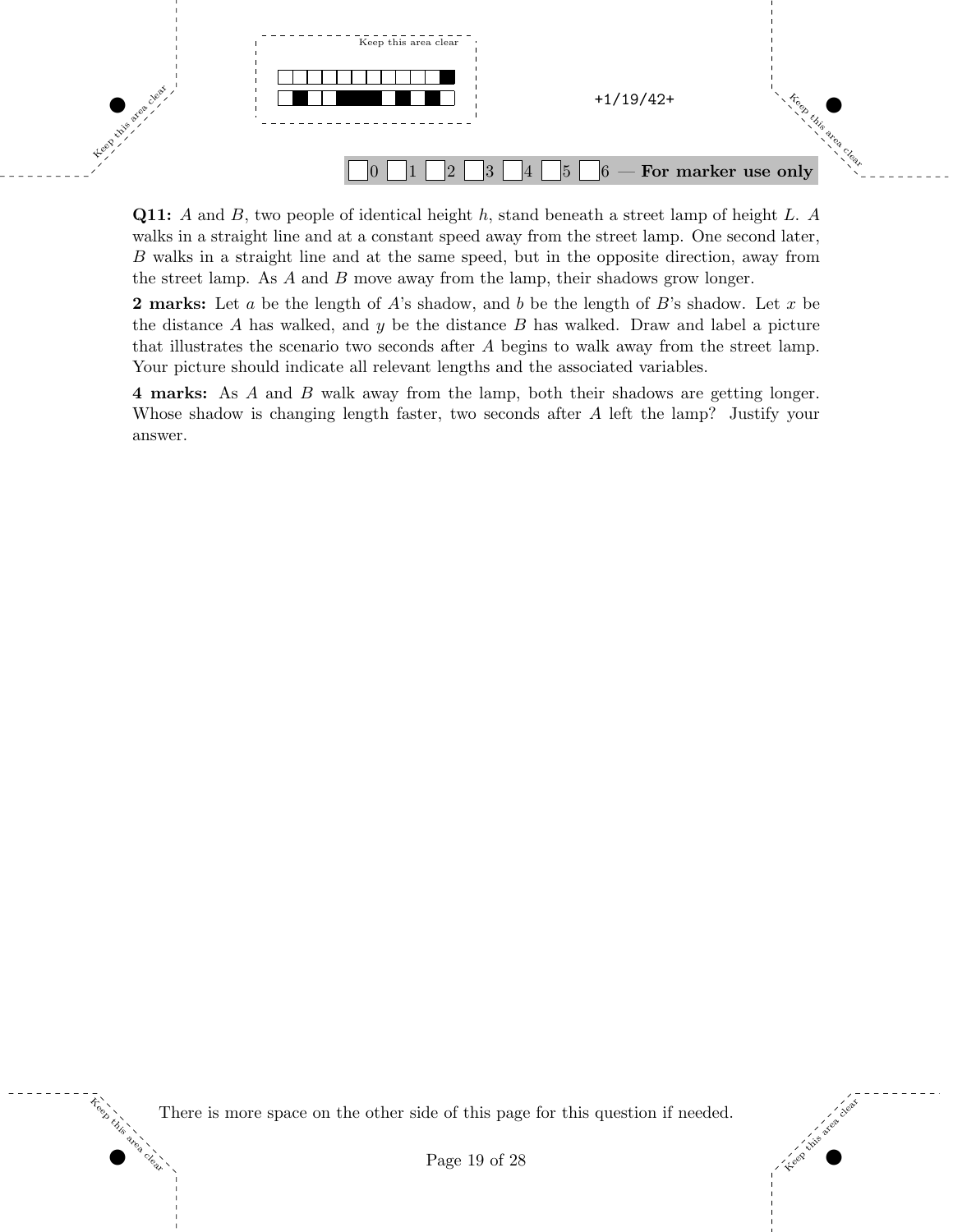**Q11:** $A$ and $B$, two people of identical height $h$, stand beneath a street lamp of height $L$. $A$ walks in a straight line and at a constant speed away from the street lamp. One second later, $B$ walks in a straight line and at the same speed, but in the opposite direction, away from the street lamp. As $A$ and $B$ move away from the lamp, their shadows grow longer.

**2 marks:** Let $a$ be the length of $A$'s shadow, and $b$ be the length of $B$'s shadow. Let $x$ be the distance $A$ has walked, and $y$ be the distance $B$ has walked. Draw and label a picture that illustrates the scenario two seconds after $A$ begins to walk away from the street lamp. Your picture should indicate all relevant lengths and the associated variables.

**4 marks:** As $A$ and $B$ walk away from the lamp, both their shadows are getting longer. Whose shadow is changing length faster, two seconds after $A$ left the lamp? Justify your answer.

There is more space on the other side of this page for this question if needed.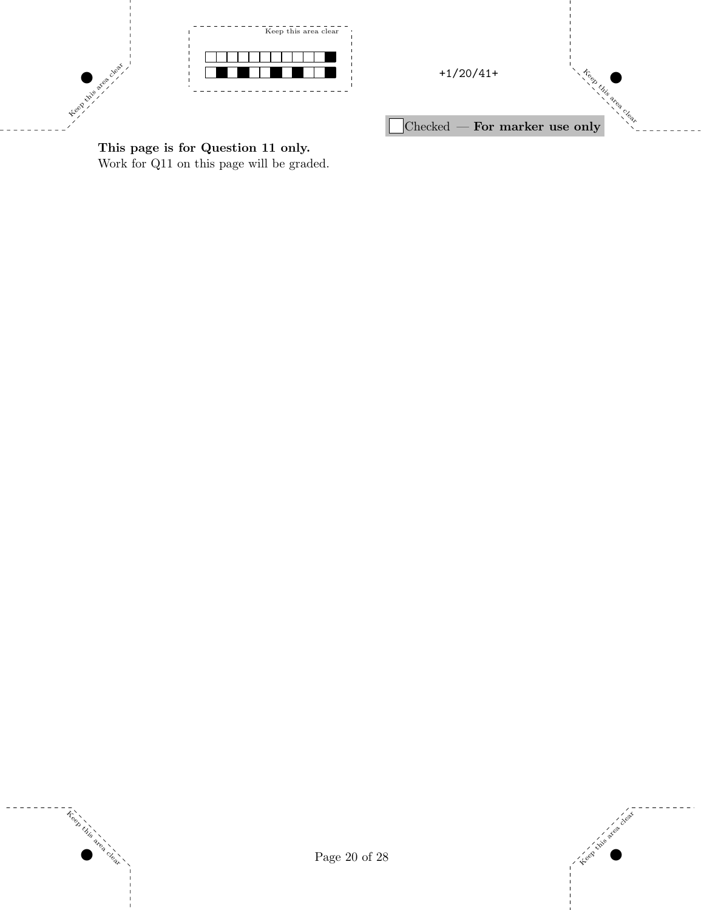**This page is for Question 11 only.**
Work for Q11 on this page will be graded.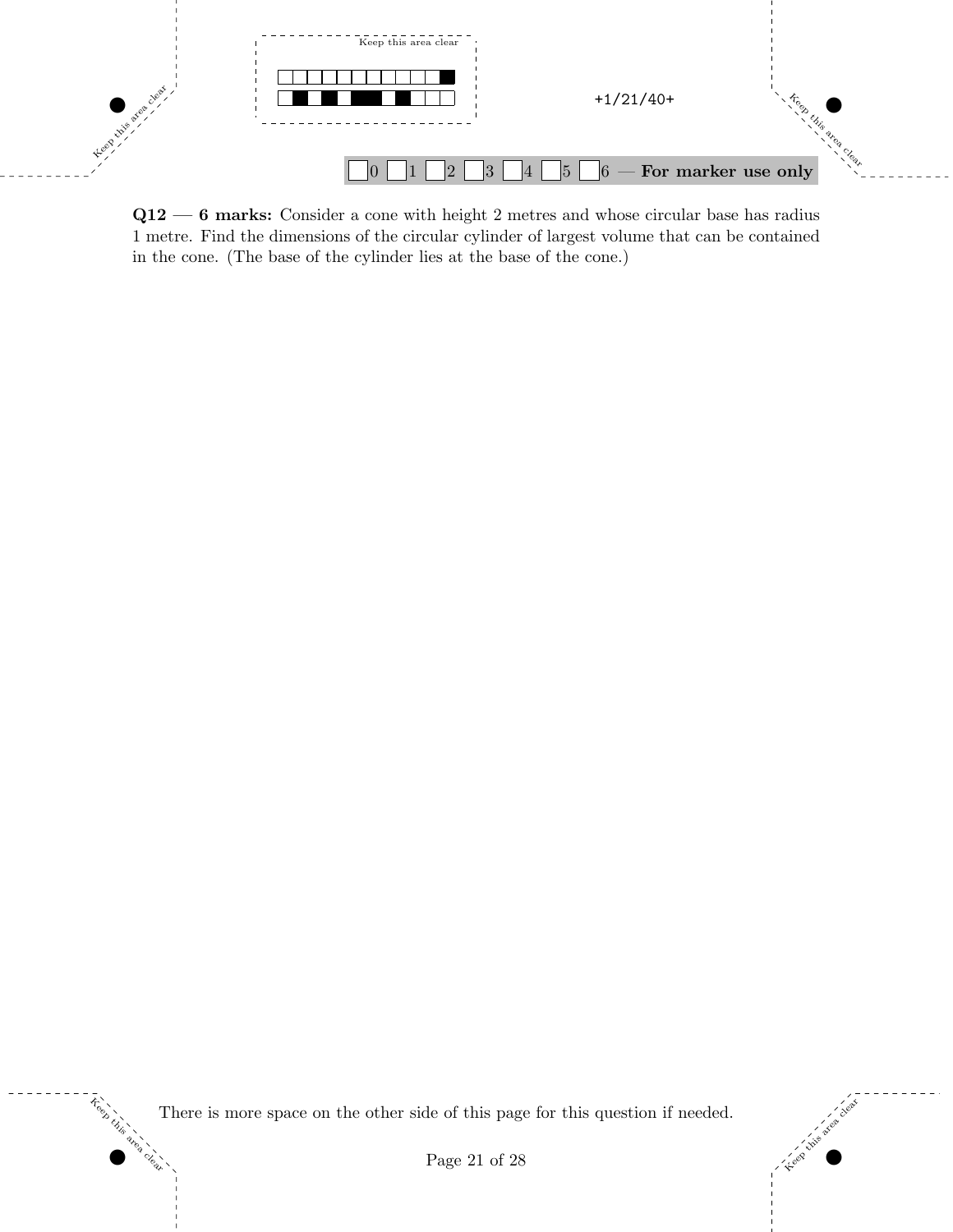**Q12 — 6 marks:** Consider a cone with height 2 metres and whose circular base has radius 1 metre. Find the dimensions of the circular cylinder of largest volume that can be contained in the cone. (The base of the cylinder lies at the base of the cone.)

There is more space on the other side of this page for this question if needed.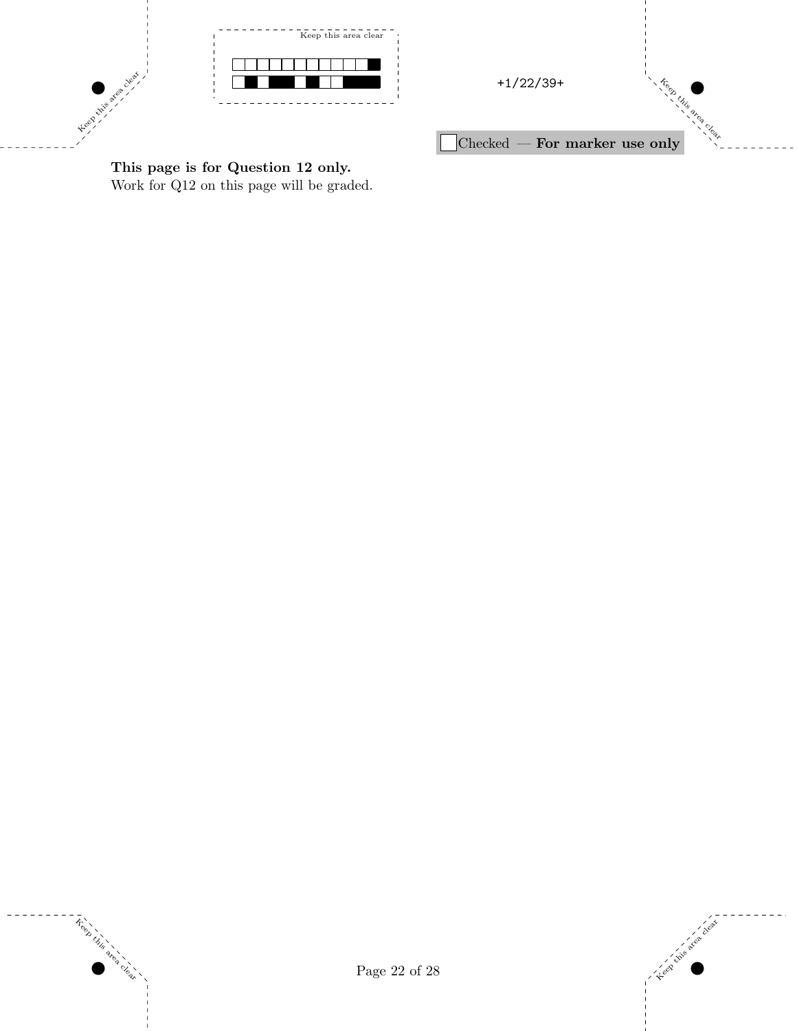**This page is for Question 12 only.**
Work for Q12 on this page will be graded.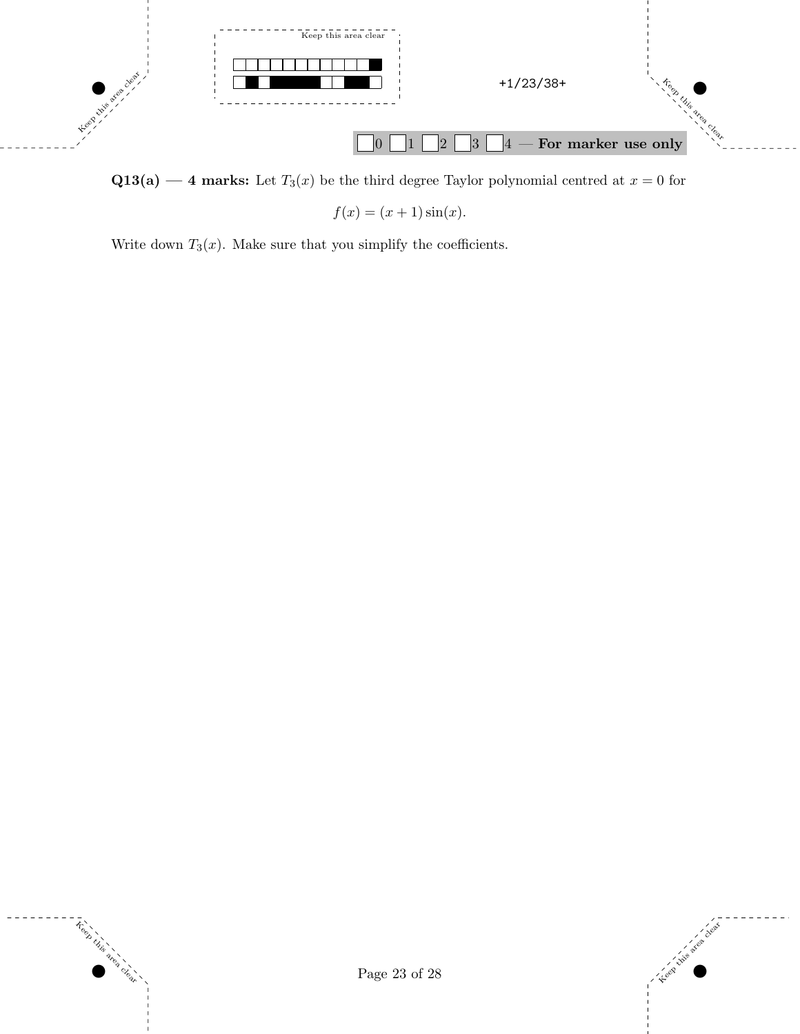**Q13(a) — 4 marks:** Let $T_3(x)$ be the third degree Taylor polynomial centred at $x = 0$ for

$$f(x) = (x + 1)\sin(x).$$

Write down $T_3(x)$. Make sure that you simplify the coefficients.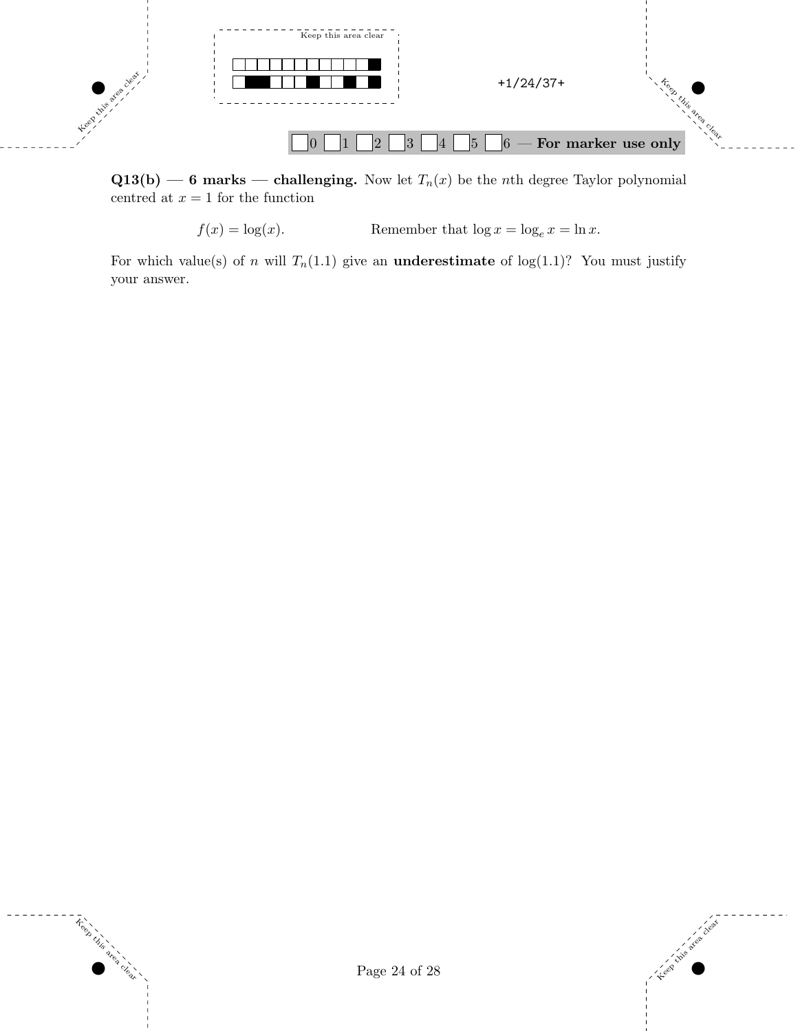**Q13(b) — 6 marks — challenging.** Now let $T_n(x)$ be the $n$th degree Taylor polynomial centred at $x = 1$ for the function

$$f(x) = \log(x). \qquad \text{Remember that } \log x = \log_e x = \ln x.$$

For which value(s) of $n$ will $T_n(1.1)$ give an **underestimate** of $\log(1.1)$? You must justify your answer.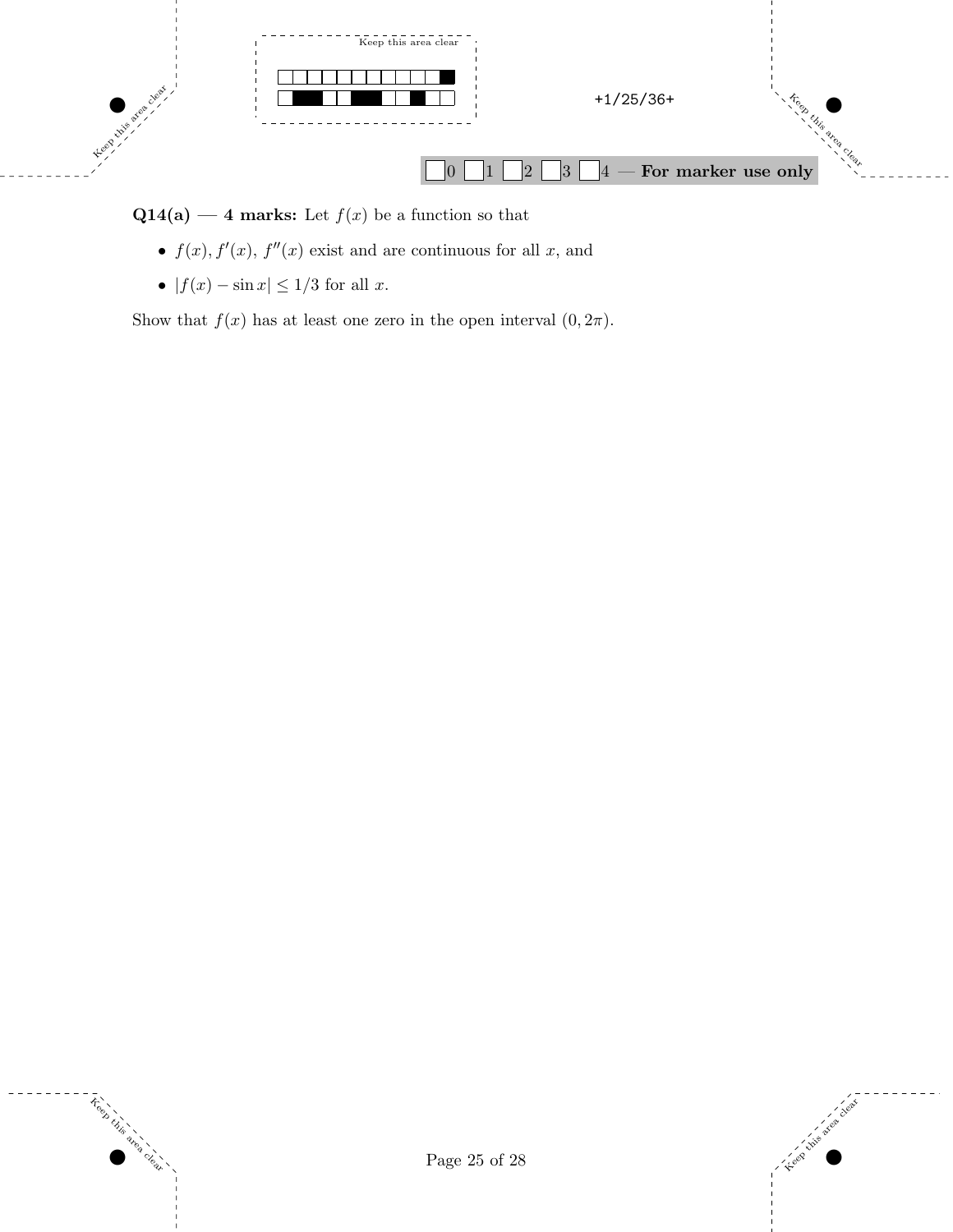**Q14(a) — 4 marks:** Let $f(x)$ be a function so that

- $f(x), f'(x), f''(x)$ exist and are continuous for all $x$, and
- $|f(x) - \sin x| \leq 1/3$ for all $x$.

Show that $f(x)$ has at least one zero in the open interval $(0, 2\pi)$.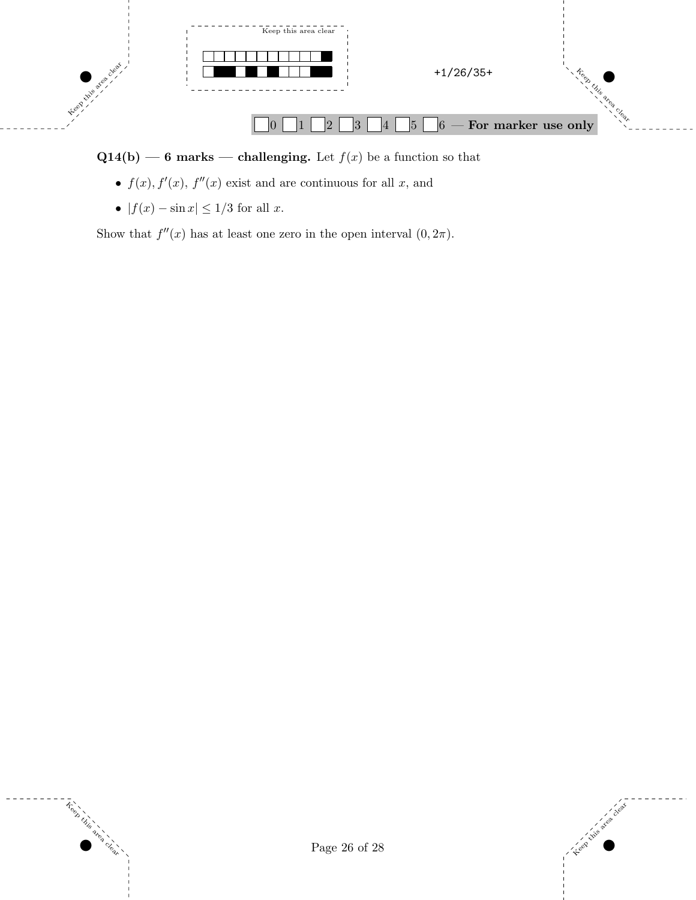**Q14(b) — 6 marks — challenging.** Let $f(x)$ be a function so that

- $f(x), f'(x),\ f''(x)$ exist and are continuous for all $x$, and
- $|f(x) - \sin x| \leq 1/3$ for all $x$.

Show that $f''(x)$ has at least one zero in the open interval $(0, 2\pi)$.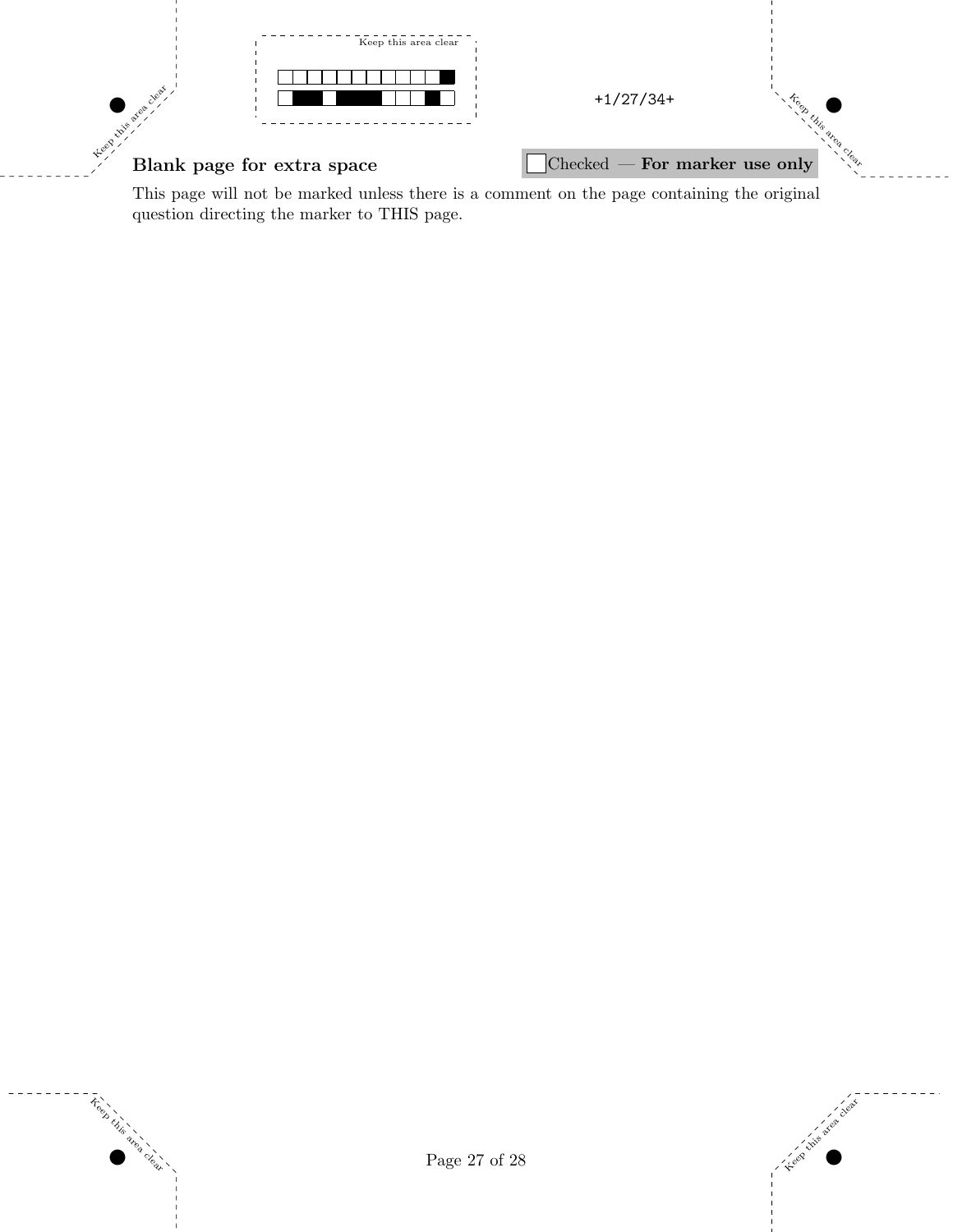**Blank page for extra space**

Checked — **For marker use only**

This page will not be marked unless there is a comment on the page containing the original question directing the marker to THIS page.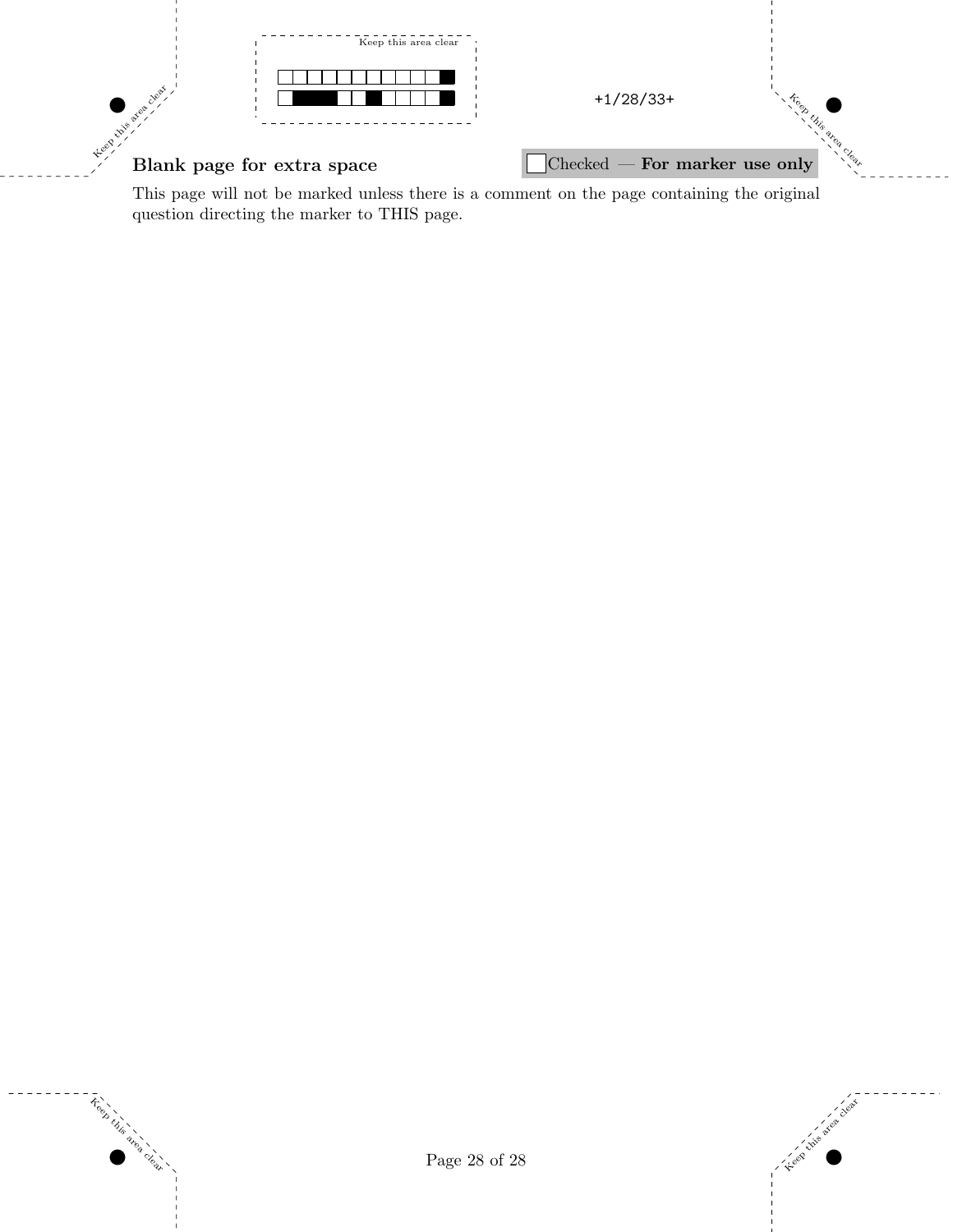**Blank page for extra space**

Checked — **For marker use only**

This page will not be marked unless there is a comment on the page containing the original question directing the marker to THIS page.